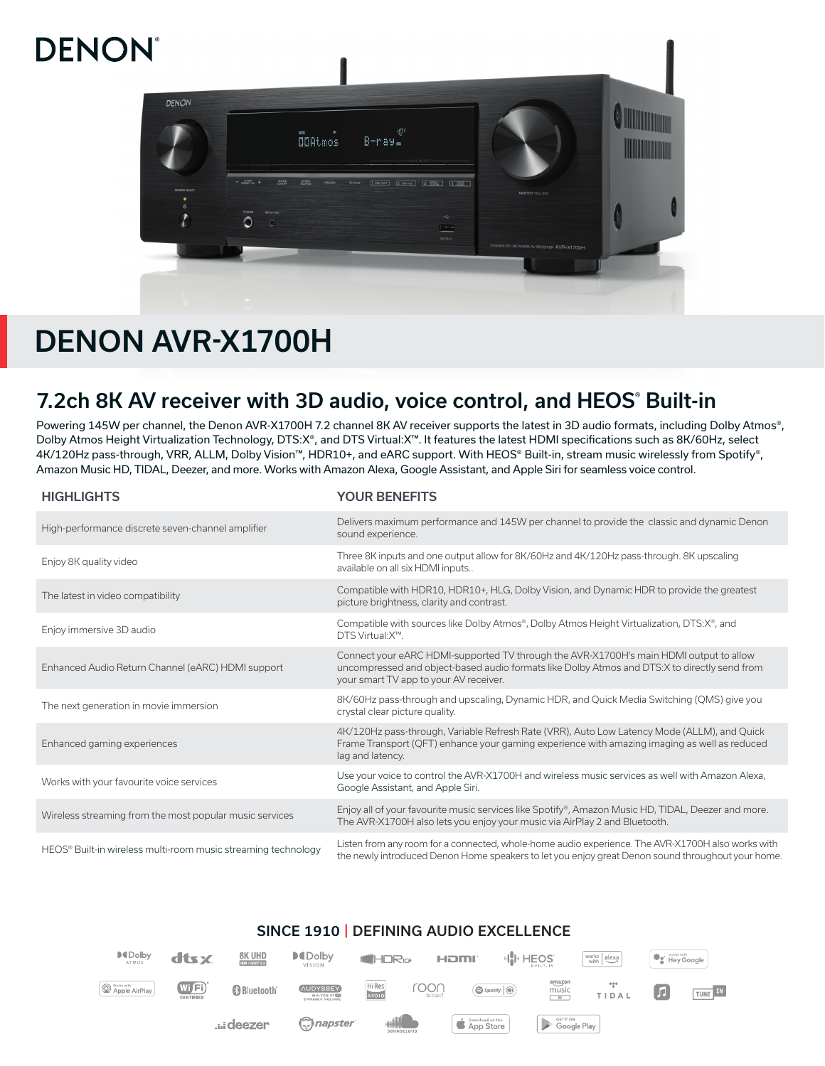DENON®

# DENON AVR-X1700H

## 7.2ch 8K AV receiver with 3D audio, voice control, and HEOS® Built-in

Powering 145W per channel, the Denon AVR-X1700H 7.2 channel 8K AV receiver supports the latest in 3D audio formats, including Dolby Atmos®, Dolby Atmos Height Virtualization Technology, DTS:X®, and DTS Virtual:X™. It features the latest HDMI specifications such as 8K/60Hz, select 4K/120Hz pass-through, VRR, ALLM, Dolby Vision™, HDR10+, and eARC support. With HEOS® Built-in, stream music wirelessly from Spotify®, Amazon Music HD, TIDAL, Deezer, and more. Works with Amazon Alexa, Google Assistant, and Apple Siri for seamless voice control.

| HIGHLIGHTS | YOUR BENEFITS |
| --- | --- |
| High-performance discrete seven-channel amplifier | Delivers maximum performance and 145W per channel to provide the classic and dynamic Denon sound experience. |
| Enjoy 8K quality video | Three 8K inputs and one output allow for 8K/60Hz and 4K/120Hz pass-through. 8K upscaling available on all six HDMI inputs.. |
| The latest in video compatibility | Compatible with HDR10, HDR10+, HLG, Dolby Vision, and Dynamic HDR to provide the greatest picture brightness, clarity and contrast. |
| Enjoy immersive 3D audio | Compatible with sources like Dolby Atmos®, Dolby Atmos Height Virtualization, DTS:X®, and DTS Virtual:X™. |
| Enhanced Audio Return Channel (eARC) HDMI support | Connect your eARC HDMI-supported TV through the AVR-X1700H's main HDMI output to allow uncompressed and object-based audio formats like Dolby Atmos and DTS:X to directly send from your smart TV app to your AV receiver. |
| The next generation in movie immersion | 8K/60Hz pass-through and upscaling, Dynamic HDR, and Quick Media Switching (QMS) give you crystal clear picture quality. |
| Enhanced gaming experiences | 4K/120Hz pass-through, Variable Refresh Rate (VRR), Auto Low Latency Mode (ALLM), and Quick Frame Transport (QFT) enhance your gaming experience with amazing imaging as well as reduced lag and latency. |
| Works with your favourite voice services | Use your voice to control the AVR-X1700H and wireless music services as well with Amazon Alexa, Google Assistant, and Apple Siri. |
| Wireless streaming from the most popular music services | Enjoy all of your favourite music services like Spotify®, Amazon Music HD, TIDAL, Deezer and more. The AVR-X1700H also lets you enjoy your music via AirPlay 2 and Bluetooth. |
| HEOS® Built-in wireless multi-room music streaming technology | Listen from any room for a connected, whole-home audio experience. The AVR-X1700H also works with the newly introduced Denon Home speakers to let you enjoy great Denon sound throughout your home. |

SINCE 1910 | DEFINING AUDIO EXCELLENCE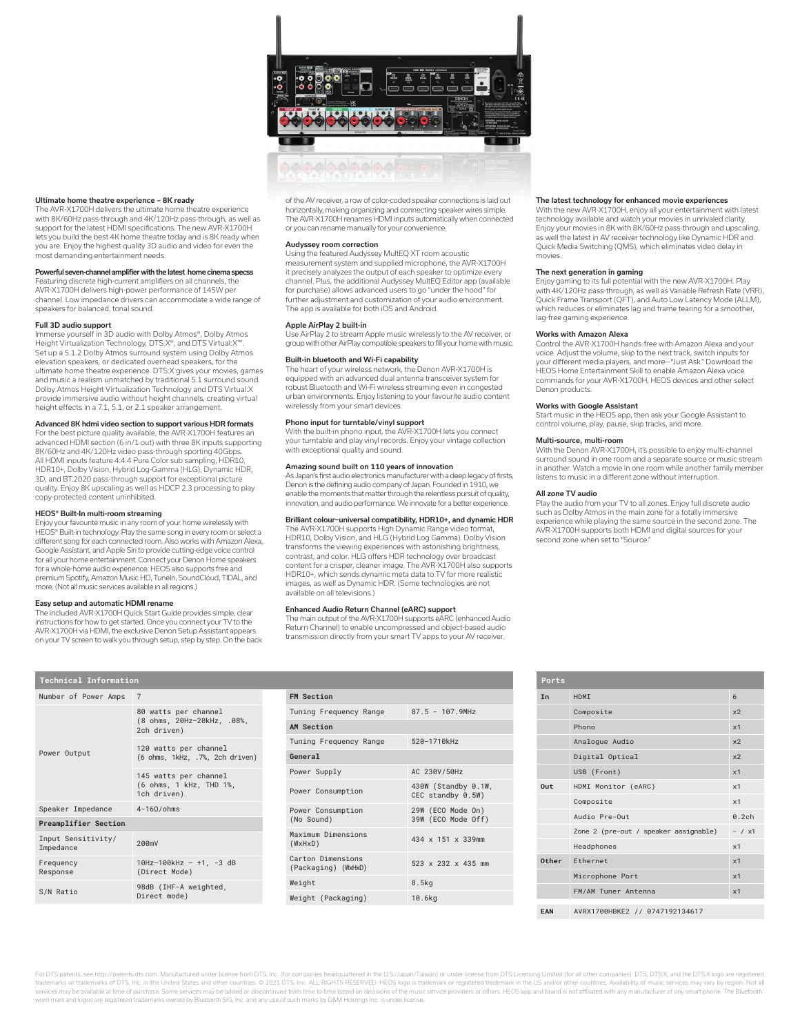### Ultimate home theatre experience – 8K ready

The AVR-X1700H delivers the ultimate home theatre experience with 8K/60Hz pass-through and 4K/120Hz pass-through, as well as support for the latest HDMI specifications. The new AVR-X1700H lets you build the best 4K home theatre today and is 8K ready when you are. Enjoy the highest quality 3D audio and video for even the most demanding entertainment needs.

### Powerful seven-channel amplifier with the latest home cinema specss

Featuring discrete high-current amplifiers on all channels, the AVR-X1700H delivers high-power performance of 145W per channel. Low impedance drivers can accommodate a wide range of speakers for balanced, tonal sound.

### Full 3D audio support

Immerse yourself in 3D audio with Dolby Atmos®, Dolby Atmos Height Virtualization Technology, DTS:X®, and DTS Virtual:X™. Set up a 5.1.2 Dolby Atmos surround system using Dolby Atmos elevation speakers, or dedicated overhead speakers, for the ultimate home theatre experience. DTS:X gives your movies, games and music a realism unmatched by traditional 5.1 surround sound. Dolby Atmos Height Virtualization Technology and DTS Virtual:X provide immersive audio without height channels, creating virtual height effects in a 7.1, 5.1, or 2.1 speaker arrangement.

### Advanced 8K hdmi video section to support various HDR formats

For the best picture quality available, the AVR-X1700H features an advanced HDMI section (6 in/1 out) with three 8K inputs supporting 8K/60Hz and 4K/120Hz video pass-through sporting 40Gbps. All HDMI inputs feature 4:4:4 Pure Color sub sampling, HDR10, HDR10+, Dolby Vision, Hybrid Log-Gamma (HLG), Dynamic HDR, 3D, and BT.2020 pass-through support for exceptional picture quality. Enjoy 8K upscaling as well as HDCP 2.3 processing to play copy-protected content uninhibited.

### HEOS® Built-In multi-room streaming

Enjoy your favourite music in any room of your home wirelessly with HEOS® Built-in technology. Play the same song in every room or select a different song for each connected room. Also works with Amazon Alexa, Google Assistant, and Apple Siri to provide cutting-edge voice control for all your home entertainment. Connect your Denon Home speakers for a whole-home audio experience. HEOS also supports free and premium Spotify, Amazon Music HD, TuneIn, SoundCloud, TIDAL, and more. (Not all music services available in all regions.)

### Easy setup and automatic HDMI rename

The included AVR-X1700H Quick Start Guide provides simple, clear instructions for how to get started. Once you connect your TV to the AVR-X1700H via HDMI, the exclusive Denon Setup Assistant appears on your TV screen to walk you through setup, step by step. On the back of the AV receiver, a row of color-coded speaker connections is laid out horizontally, making organizing and connecting speaker wires simple. The AVR-X1700H renames HDMI inputs automatically when connected or you can rename manually for your convenience.

### Audyssey room correction

Using the featured Audyssey MultEQ XT room acoustic measurement system and supplied microphone, the AVR-X1700H it precisely analyzes the output of each speaker to optimize every channel. Plus, the additional Audyssey MultEQ Editor app (available for purchase) allows advanced users to go "under the hood" for further adjustment and customization of your audio environment. The app is available for both iOS and Android.

### Apple AirPlay 2 built-in

Use AirPlay 2 to stream Apple music wirelessly to the AV receiver, or group with other AirPlay compatible speakers to fill your home with music.

### Built-in bluetooth and Wi-Fi capability

The heart of your wireless network, the Denon AVR-X1700H is equipped with an advanced dual antenna transceiver system for robust Bluetooth and Wi-Fi wireless streaming even in congested urban environments. Enjoy listening to your favourite audio content wirelessly from your smart devices.

### Phono input for turntable/vinyl support

With the built-in phono input, the AVR-X1700H lets you connect your turntable and play vinyl records. Enjoy your vintage collection with exceptional quality and sound.

### Amazing sound built on 110 years of innovation

As Japan's first audio electronics manufacturer with a deep legacy of firsts, Denon is the defining audio company of Japan. Founded in 1910, we enable the moments that matter through the relentless pursuit of quality, innovation, and audio performance. We innovate for a better experience.

### Brilliant colour–universal compatibility, HDR10+, and dynamic HDR

The AVR-X1700H supports High Dynamic Range video format, HDR10, Dolby Vision, and HLG (Hybrid Log Gamma). Dolby Vision transforms the viewing experiences with astonishing brightness, contrast, and color. HLG offers HDR technology over broadcast content for a crisper, cleaner image. The AVR-X1700H also supports HDR10+, which sends dynamic meta data to TV for more realistic images, as well as Dynamic HDR. (Some technologies are not available on all televisions.)

### Enhanced Audio Return Channel (eARC) support

The main output of the AVR-X1700H supports eARC (enhanced Audio Return Channel) to enable uncompressed and object-based audio transmission directly from your smart TV apps to your AV receiver.

### The latest technology for enhanced movie experiences

With the new AVR-X1700H, enjoy all your entertainment with latest technology available and watch your movies in unrivaled clarity. Enjoy your movies in 8K with 8K/60Hz pass-through and upscaling, as well the latest in AV receiver technology like Dynamic HDR and Quick Media Switching (QMS), which eliminates video delay in movies.

### The next generation in gaming

Enjoy gaming to its full potential with the new AVR-X1700H. Play with 4K/120Hz pass-through, as well as Variable Refresh Rate (VRR), Quick Frame Transport (QFT), and Auto Low Latency Mode (ALLM), which reduces or eliminates lag and frame tearing for a smoother, lag-free gaming experience.

### Works with Amazon Alexa

Control the AVR-X1700H hands-free with Amazon Alexa and your voice. Adjust the volume, skip to the next track, switch inputs for your different media players, and more—"Just Ask." Download the HEOS Home Entertainment Skill to enable Amazon Alexa voice commands for your AVR-X1700H, HEOS devices and other select Denon products.

### Works with Google Assistant

Start music in the HEOS app, then ask your Google Assistant to control volume, play, pause, skip tracks, and more.

### Multi-source, multi-room

With the Denon AVR-X1700H, it's possible to enjoy multi-channel surround sound in one room and a separate source or music stream in another. Watch a movie in one room while another family member listens to music in a different zone without interruption.

### All zone TV audio

Play the audio from your TV to all zones. Enjoy full discrete audio such as Dolby Atmos in the main zone for a totally immersive experience while playing the same source in the second zone. The AVR-X1700H supports both HDMI and digital sources for your second zone when set to "Source."

## Technical Information

| | |
|---|---|
| Number of Power Amps | 7 |
| Power Output | 80 watts per channel (8 ohms, 20Hz-20kHz, .08%, 2ch driven) |
| | 120 watts per channel (6 ohms, 1kHz, .7%, 2ch driven) |
| | 145 watts per channel (6 ohms, 1 kHz, THD 1%, 1ch driven) |
| Speaker Impedance | 4-16Ω/ohms |
| **Preamplifier Section** | |
| Input Sensitivity/ Impedance | 200mV |
| Frequency Response | 10Hz-100kHz – +1, -3 dB (Direct Mode) |
| S/N Ratio | 98dB (IHF-A weighted, Direct mode) |
| **FM Section** | |
| Tuning Frequency Range | 87.5 - 107.9MHz |
| **AM Section** | |
| Tuning Frequency Range | 520-1710kHz |
| **General** | |
| Power Supply | AC 230V/50Hz |
| Power Consumption | 430W (Standby 0.1W, CEC standby 0.5W) |
| Power Consumption (No Sound) | 29W (ECO Mode On) 39W (ECO Mode Off) |
| Maximum Dimensions (WxHxD) | 434 x 151 x 339mm |
| Carton Dimensions (Packaging) (WxHxD) | 523 x 232 x 435 mm |
| Weight | 8.5kg |
| Weight (Packaging) | 10.6kg |

## Ports

| | | |
|---|---|---|
| **In** | HDMI | 6 |
| | Composite | x2 |
| | Phono | x1 |
| | Analogue Audio | x2 |
| | Digital Optical | x2 |
| | USB (Front) | x1 |
| **Out** | HDMI Monitor (eARC) | x1 |
| | Composite | x1 |
| | Audio Pre-Out | 0.2ch |
| | Zone 2 (pre-out / speaker assignable) | - / x1 |
| | Headphones | x1 |
| **Other** | Ethernet | x1 |
| | Microphone Port | x1 |
| | FM/AM Tuner Antenna | x1 |
| **EAN** | AVRX1700HBKE2 // 0747192134617 | |

For DTS patents, see http://patents.dts.com. Manufactured under license from DTS, Inc. (for companies headquartered in the U.S./Japan/Taiwan) or under license from DTS Licensing Limited (for all other companies). DTS, DTS:X, and the DTS:X logo are registered trademarks or trademarks of DTS, Inc. in the United States and other countries. © 2021 DTS, Inc. ALL RIGHTS RESERVED. HEOS logo is trademark or registered trademark in the US and/or other countries. Availability of music services may vary by region. Not all services may be available at time of purchase. Some services may be added or discontinued from time to time based on decisions of the music service providers or others. HEOS app and brand is not affiliated with any manufacturer of any smart phone. The Bluetooth word mark and logos are registered trademarks owned by Bluetooth SIG, Inc. and any use of such marks by D&M Holdings Inc. is under license.